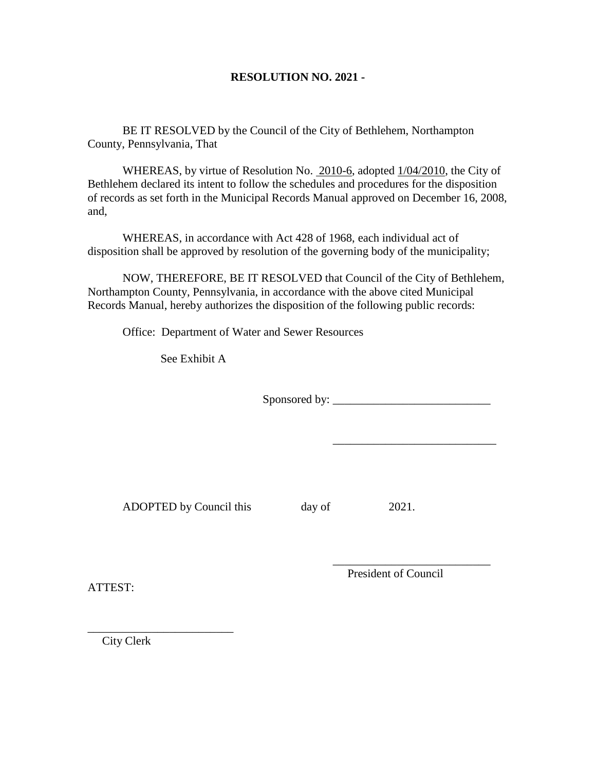**RESOLUTION NO. 2021 -**

BE IT RESOLVED by the Council of the City of Bethlehem, Northampton County, Pennsylvania, That

WHEREAS, by virtue of Resolution No. 2010-6, adopted 1/04/2010, the City of Bethlehem declared its intent to follow the schedules and procedures for the disposition of records as set forth in the Municipal Records Manual approved on December 16, 2008, and,

WHEREAS, in accordance with Act 428 of 1968, each individual act of disposition shall be approved by resolution of the governing body of the municipality;

NOW, THEREFORE, BE IT RESOLVED that Council of the City of Bethlehem, Northampton County, Pennsylvania, in accordance with the above cited Municipal Records Manual, hereby authorizes the disposition of the following public records:

Office: Department of Water and Sewer Resources

See Exhibit A

Sponsored by: ___________________________

___________________________

ADOPTED by Council this day of 2021.

___________________________
President of Council

ATTEST:

_________________________
City Clerk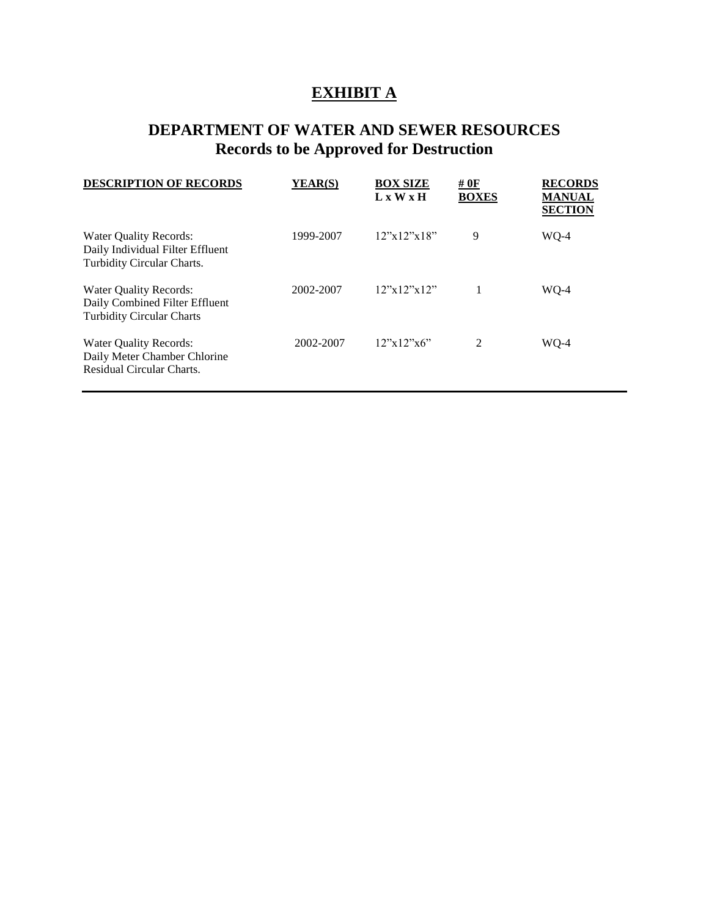# EXHIBIT A

## DEPARTMENT OF WATER AND SEWER RESOURCES
## Records to be Approved for Destruction

| DESCRIPTION OF RECORDS | YEAR(S) | BOX SIZE L x W x H | # 0F BOXES | RECORDS MANUAL SECTION |
|---|---|---|---|---|
| Water Quality Records: Daily Individual Filter Effluent Turbidity Circular Charts. | 1999-2007 | 12”x12”x18” | 9 | WQ-4 |
| Water Quality Records: Daily Combined Filter Effluent Turbidity Circular Charts | 2002-2007 | 12”x12”x12” | 1 | WQ-4 |
| Water Quality Records: Daily Meter Chamber Chlorine Residual Circular Charts. | 2002-2007 | 12”x12”x6” | 2 | WQ-4 |